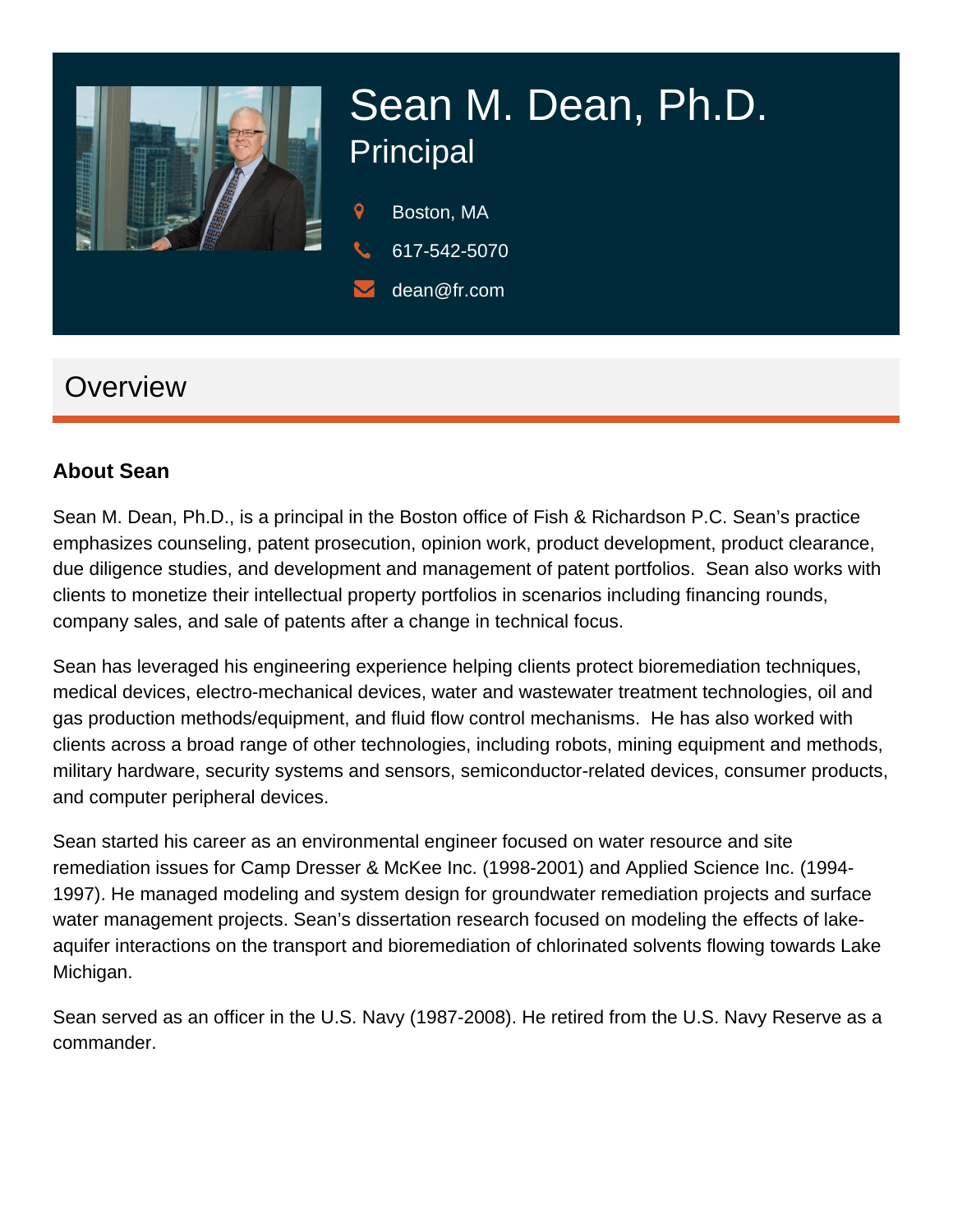# Sean M. Dean, Ph.D.

## Principal

Boston, MA

617-542-5070

dean@fr.com

## Overview

### About Sean

Sean M. Dean, Ph.D., is a principal in the Boston office of Fish & Richardson P.C. Sean's practice emphasizes counseling, patent prosecution, opinion work, product development, product clearance, due diligence studies, and development and management of patent portfolios. Sean also works with clients to monetize their intellectual property portfolios in scenarios including financing rounds, company sales, and sale of patents after a change in technical focus.

Sean has leveraged his engineering experience helping clients protect bioremediation techniques, medical devices, electro-mechanical devices, water and wastewater treatment technologies, oil and gas production methods/equipment, and fluid flow control mechanisms. He has also worked with clients across a broad range of other technologies, including robots, mining equipment and methods, military hardware, security systems and sensors, semiconductor-related devices, consumer products, and computer peripheral devices.

Sean started his career as an environmental engineer focused on water resource and site remediation issues for Camp Dresser & McKee Inc. (1998-2001) and Applied Science Inc. (1994-1997). He managed modeling and system design for groundwater remediation projects and surface water management projects. Sean's dissertation research focused on modeling the effects of lake-aquifer interactions on the transport and bioremediation of chlorinated solvents flowing towards Lake Michigan.

Sean served as an officer in the U.S. Navy (1987-2008). He retired from the U.S. Navy Reserve as a commander.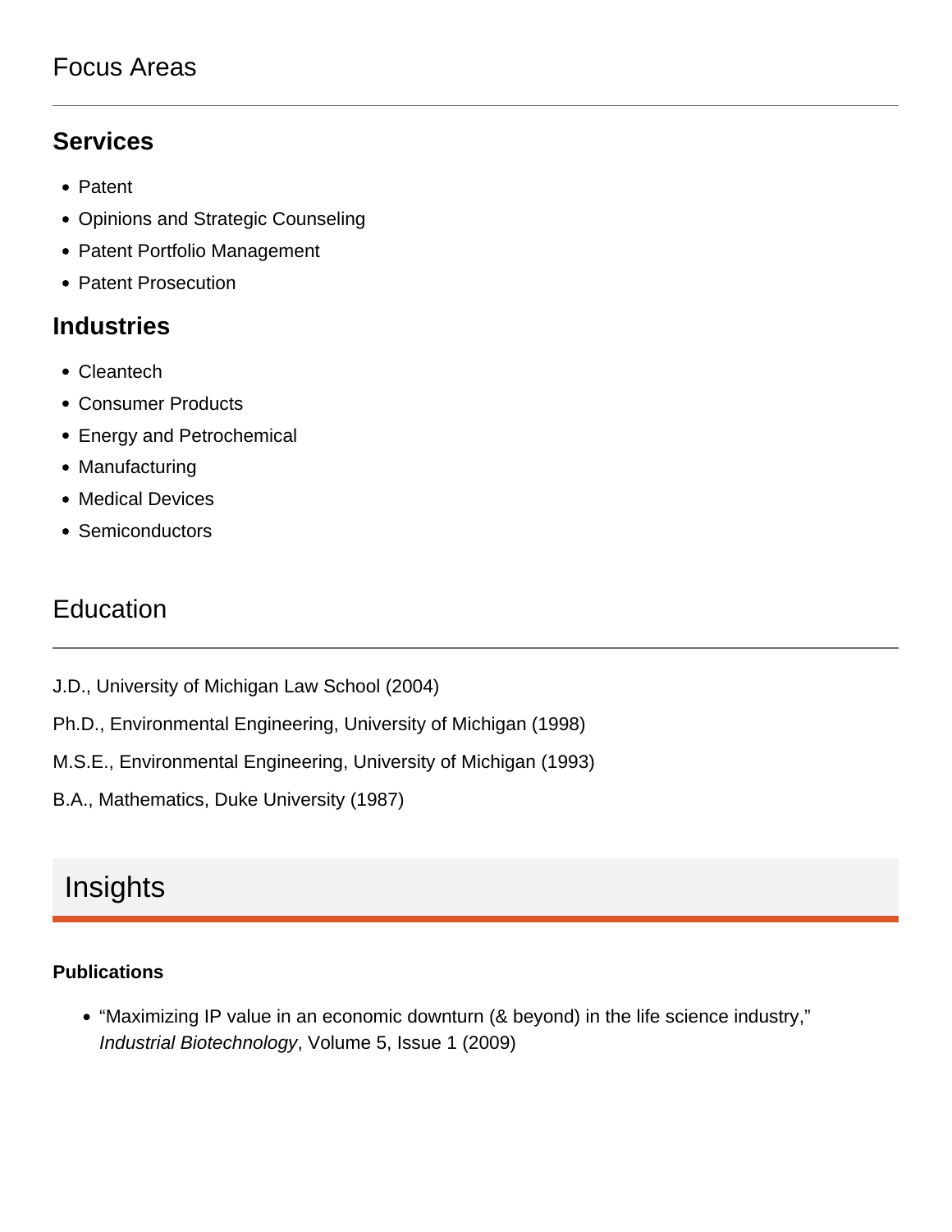## Focus Areas

### Services

- Patent
- Opinions and Strategic Counseling
- Patent Portfolio Management
- Patent Prosecution

### Industries

- Cleantech
- Consumer Products
- Energy and Petrochemical
- Manufacturing
- Medical Devices
- Semiconductors

## Education

J.D., University of Michigan Law School (2004)

Ph.D., Environmental Engineering, University of Michigan (1998)

M.S.E., Environmental Engineering, University of Michigan (1993)

B.A., Mathematics, Duke University (1987)

## Insights

**Publications**

- “Maximizing IP value in an economic downturn (& beyond) in the life science industry,” *Industrial Biotechnology*, Volume 5, Issue 1 (2009)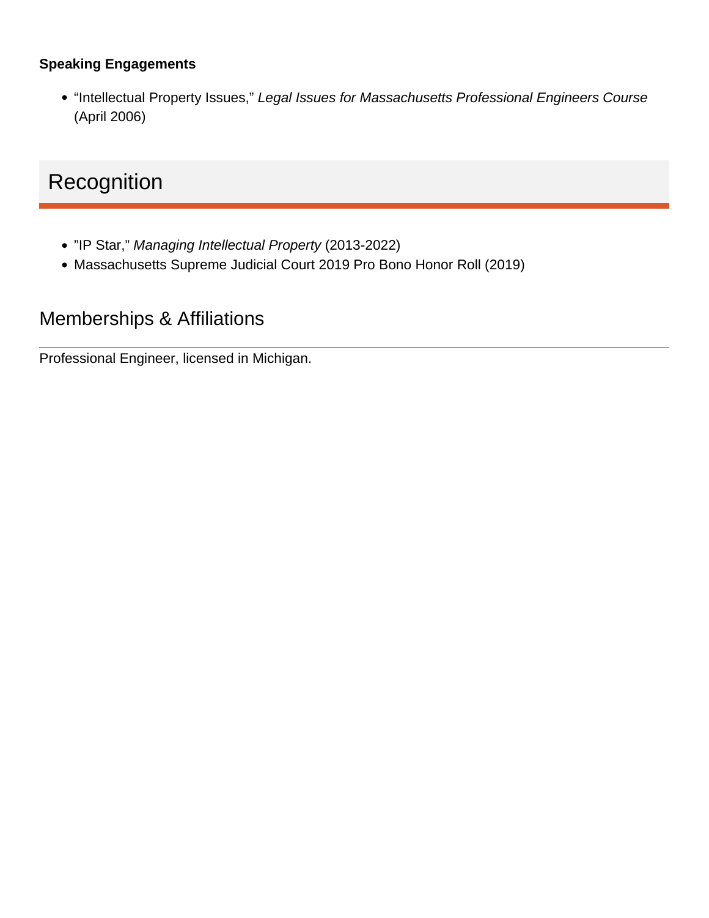**Speaking Engagements**

- “Intellectual Property Issues,” *Legal Issues for Massachusetts Professional Engineers Course* (April 2006)

## Recognition

- ”IP Star,” *Managing Intellectual Property* (2013-2022)
- Massachusetts Supreme Judicial Court 2019 Pro Bono Honor Roll (2019)

## Memberships & Affiliations

Professional Engineer, licensed in Michigan.